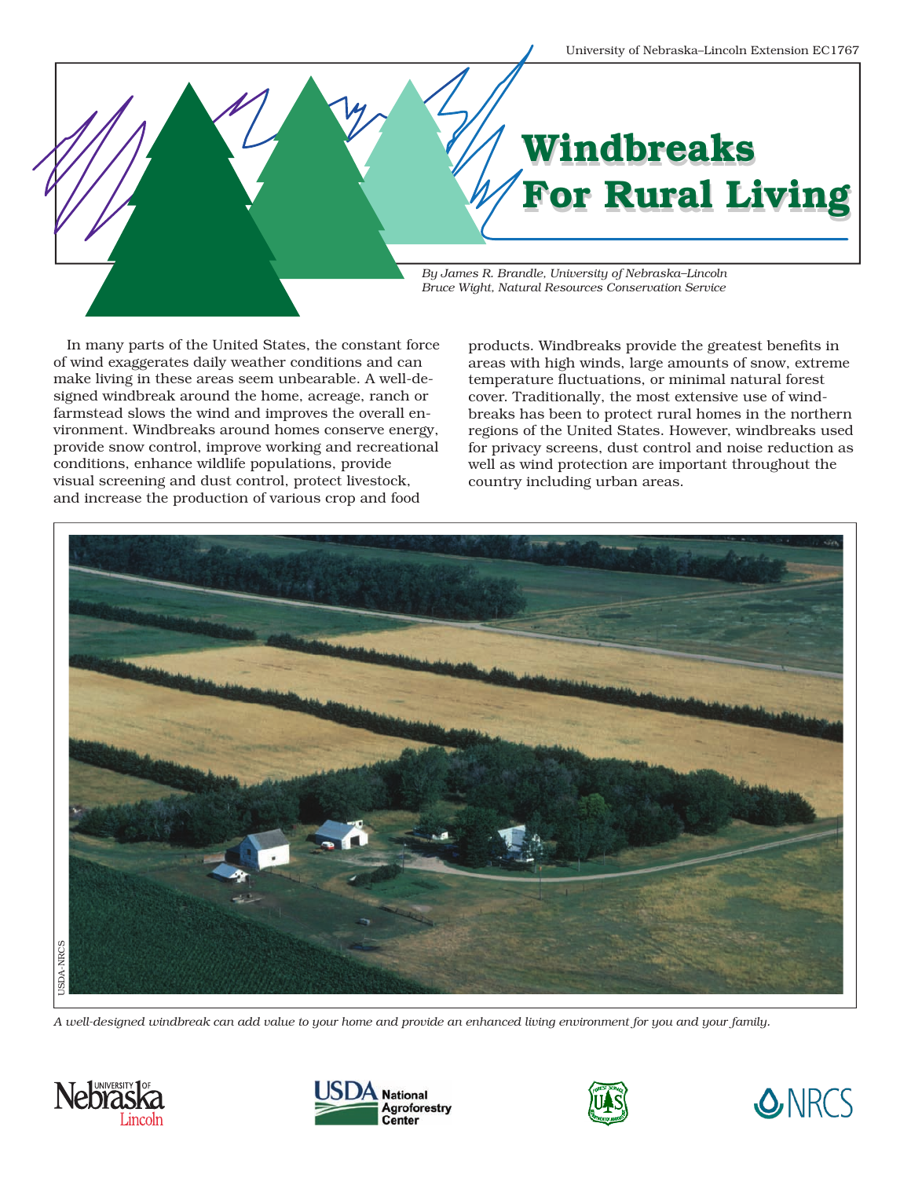University of Nebraska–Lincoln Extension EC1767

# Windbreaks For Rural Living

*By James R. Brandle, University of Nebraska–Lincoln*
*Bruce Wight, Natural Resources Conservation Service*

In many parts of the United States, the constant force of wind exaggerates daily weather conditions and can make living in these areas seem unbearable. A well-designed windbreak around the home, acreage, ranch or farmstead slows the wind and improves the overall environment. Windbreaks around homes conserve energy, provide snow control, improve working and recreational conditions, enhance wildlife populations, provide visual screening and dust control, protect livestock, and increase the production of various crop and food products. Windbreaks provide the greatest benefits in areas with high winds, large amounts of snow, extreme temperature fluctuations, or minimal natural forest cover. Traditionally, the most extensive use of windbreaks has been to protect rural homes in the northern regions of the United States. However, windbreaks used for privacy screens, dust control and noise reduction as well as wind protection are important throughout the country including urban areas.

USDA-NRCS

*A well-designed windbreak can add value to your home and provide an enhanced living environment for you and your family.*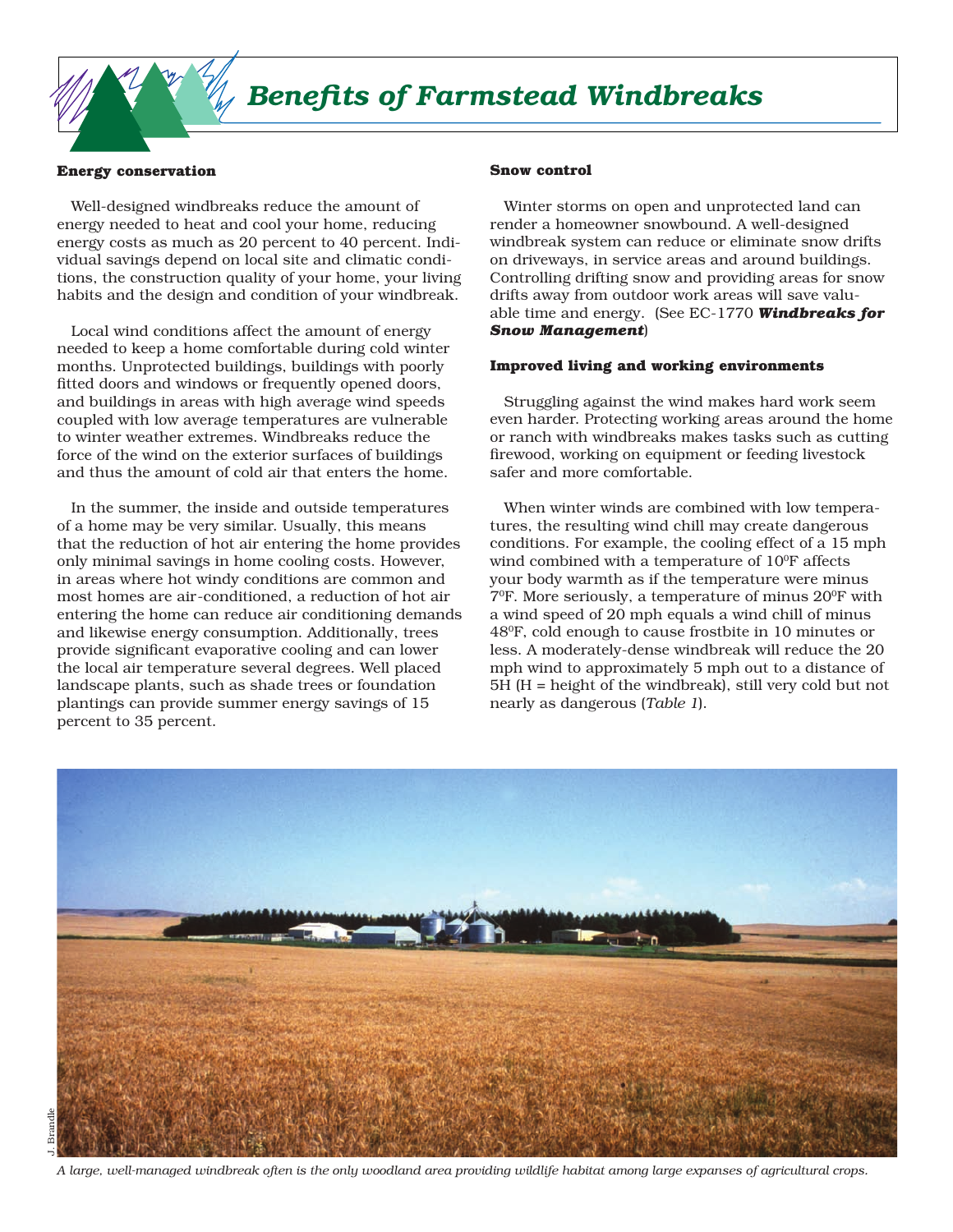# Benefits of Farmstead Windbreaks

**Energy conservation**

Well-designed windbreaks reduce the amount of energy needed to heat and cool your home, reducing energy costs as much as 20 percent to 40 percent. Individual savings depend on local site and climatic conditions, the construction quality of your home, your living habits and the design and condition of your windbreak.

Local wind conditions affect the amount of energy needed to keep a home comfortable during cold winter months. Unprotected buildings, buildings with poorly fitted doors and windows or frequently opened doors, and buildings in areas with high average wind speeds coupled with low average temperatures are vulnerable to winter weather extremes. Windbreaks reduce the force of the wind on the exterior surfaces of buildings and thus the amount of cold air that enters the home.

In the summer, the inside and outside temperatures of a home may be very similar. Usually, this means that the reduction of hot air entering the home provides only minimal savings in home cooling costs. However, in areas where hot windy conditions are common and most homes are air-conditioned, a reduction of hot air entering the home can reduce air conditioning demands and likewise energy consumption. Additionally, trees provide significant evaporative cooling and can lower the local air temperature several degrees. Well placed landscape plants, such as shade trees or foundation plantings can provide summer energy savings of 15 percent to 35 percent.

**Snow control**

Winter storms on open and unprotected land can render a homeowner snowbound. A well-designed windbreak system can reduce or eliminate snow drifts on driveways, in service areas and around buildings. Controlling drifting snow and providing areas for snow drifts away from outdoor work areas will save valuable time and energy. (See EC-1770 ***Windbreaks for Snow Management***)

**Improved living and working environments**

Struggling against the wind makes hard work seem even harder. Protecting working areas around the home or ranch with windbreaks makes tasks such as cutting firewood, working on equipment or feeding livestock safer and more comfortable.

When winter winds are combined with low temperatures, the resulting wind chill may create dangerous conditions. For example, the cooling effect of a 15 mph wind combined with a temperature of 10$^0$F affects your body warmth as if the temperature were minus 7$^0$F. More seriously, a temperature of minus 20$^0$F with a wind speed of 20 mph equals a wind chill of minus 48$^0$F, cold enough to cause frostbite in 10 minutes or less. A moderately-dense windbreak will reduce the 20 mph wind to approximately 5 mph out to a distance of 5H (H = height of the windbreak), still very cold but not nearly as dangerous (*Table 1*).

J. Brandle

*A large, well-managed windbreak often is the only woodland area providing wildlife habitat among large expanses of agricultural crops.*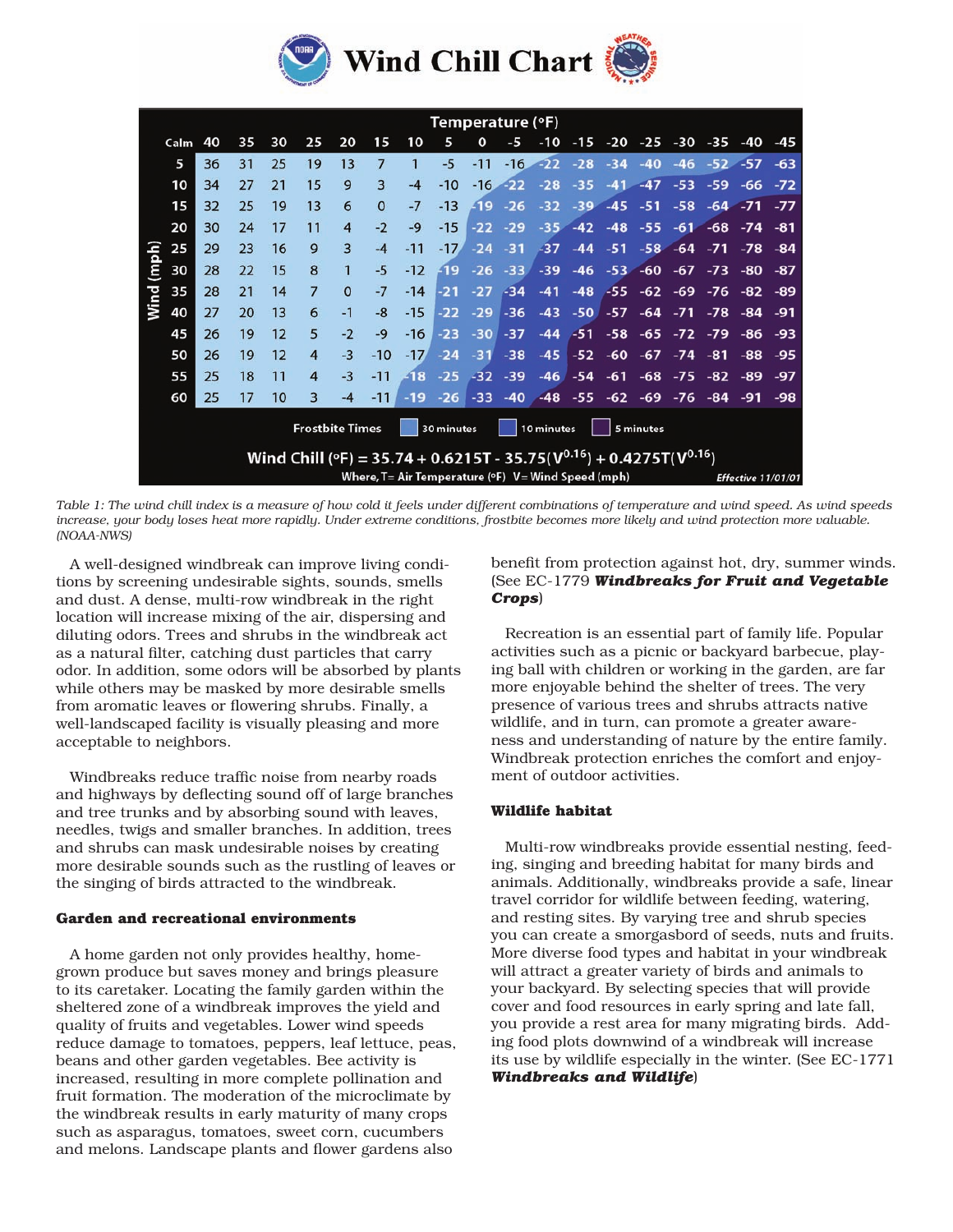# Wind Chill Chart

| Wind (mph) | Calm 40 | 35 | 30 | 25 | 20 | 15 | 10 | 5 | 0 | -5 | -10 | -15 | -20 | -25 | -30 | -35 | -40 | -45 |
|---|---|---|---|---|---|---|---|---|---|---|---|---|---|---|---|---|---|---|
| 5 | 36 | 31 | 25 | 19 | 13 | 7 | 1 | -5 | -11 | -16 | -22 | -28 | -34 | -40 | -46 | -52 | -57 | -63 |
| 10 | 34 | 27 | 21 | 15 | 9 | 3 | -4 | -10 | -16 | -22 | -28 | -35 | -41 | -47 | -53 | -59 | -66 | -72 |
| 15 | 32 | 25 | 19 | 13 | 6 | 0 | -7 | -13 | -19 | -26 | -32 | -39 | -45 | -51 | -58 | -64 | -71 | -77 |
| 20 | 30 | 24 | 17 | 11 | 4 | -2 | -9 | -15 | -22 | -29 | -35 | -42 | -48 | -55 | -61 | -68 | -74 | -81 |
| 25 | 29 | 23 | 16 | 9 | 3 | -4 | -11 | -17 | -24 | -31 | -37 | -44 | -51 | -58 | -64 | -71 | -78 | -84 |
| 30 | 28 | 22 | 15 | 8 | 1 | -5 | -12 | -19 | -26 | -33 | -39 | -46 | -53 | -60 | -67 | -73 | -80 | -87 |
| 35 | 28 | 21 | 14 | 7 | 0 | -7 | -14 | -21 | -27 | -34 | -41 | -48 | -55 | -62 | -69 | -76 | -82 | -89 |
| 40 | 27 | 20 | 13 | 6 | -1 | -8 | -15 | -22 | -29 | -36 | -43 | -50 | -57 | -64 | -71 | -78 | -84 | -91 |
| 45 | 26 | 19 | 12 | 5 | -2 | -9 | -16 | -23 | -30 | -37 | -44 | -51 | -58 | -65 | -72 | -79 | -86 | -93 |
| 50 | 26 | 19 | 12 | 4 | -3 | -10 | -17 | -24 | -31 | -38 | -45 | -52 | -60 | -67 | -74 | -81 | -88 | -95 |
| 55 | 25 | 18 | 11 | 4 | -3 | -11 | -18 | -25 | -32 | -39 | -46 | -54 | -61 | -68 | -75 | -82 | -89 | -97 |
| 60 | 25 | 17 | 10 | 3 | -4 | -11 | -19 | -26 | -33 | -40 | -48 | -55 | -62 | -69 | -76 | -84 | -91 | -98 |

Temperature (°F)

Frostbite Times: 30 minutes, 10 minutes, 5 minutes

$$\text{Wind Chill (°F)} = 35.74 + 0.6215T - 35.75(V^{0.16}) + 0.4275T(V^{0.16})$$

Where, T= Air Temperature (°F) V= Wind Speed (mph)

Effective 11/01/01

*Table 1: The wind chill index is a measure of how cold it feels under different combinations of temperature and wind speed. As wind speeds increase, your body loses heat more rapidly. Under extreme conditions, frostbite becomes more likely and wind protection more valuable. (NOAA-NWS)*

A well-designed windbreak can improve living conditions by screening undesirable sights, sounds, smells and dust. A dense, multi-row windbreak in the right location will increase mixing of the air, dispersing and diluting odors. Trees and shrubs in the windbreak act as a natural filter, catching dust particles that carry odor. In addition, some odors will be absorbed by plants while others may be masked by more desirable smells from aromatic leaves or flowering shrubs. Finally, a well-landscaped facility is visually pleasing and more acceptable to neighbors.

Windbreaks reduce traffic noise from nearby roads and highways by deflecting sound off of large branches and tree trunks and by absorbing sound with leaves, needles, twigs and smaller branches. In addition, trees and shrubs can mask undesirable noises by creating more desirable sounds such as the rustling of leaves or the singing of birds attracted to the windbreak.

### Garden and recreational environments

A home garden not only provides healthy, home-grown produce but saves money and brings pleasure to its caretaker. Locating the family garden within the sheltered zone of a windbreak improves the yield and quality of fruits and vegetables. Lower wind speeds reduce damage to tomatoes, peppers, leaf lettuce, peas, beans and other garden vegetables. Bee activity is increased, resulting in more complete pollination and fruit formation. The moderation of the microclimate by the windbreak results in early maturity of many crops such as asparagus, tomatoes, sweet corn, cucumbers and melons. Landscape plants and flower gardens also benefit from protection against hot, dry, summer winds. (See EC-1779 ***Windbreaks for Fruit and Vegetable Crops***)

Recreation is an essential part of family life. Popular activities such as a picnic or backyard barbecue, playing ball with children or working in the garden, are far more enjoyable behind the shelter of trees. The very presence of various trees and shrubs attracts native wildlife, and in turn, can promote a greater awareness and understanding of nature by the entire family. Windbreak protection enriches the comfort and enjoyment of outdoor activities.

### Wildlife habitat

Multi-row windbreaks provide essential nesting, feeding, singing and breeding habitat for many birds and animals. Additionally, windbreaks provide a safe, linear travel corridor for wildlife between feeding, watering, and resting sites. By varying tree and shrub species you can create a smorgasbord of seeds, nuts and fruits. More diverse food types and habitat in your windbreak will attract a greater variety of birds and animals to your backyard. By selecting species that will provide cover and food resources in early spring and late fall, you provide a rest area for many migrating birds. Adding food plots downwind of a windbreak will increase its use by wildlife especially in the winter. (See EC-1771 ***Windbreaks and Wildlife***)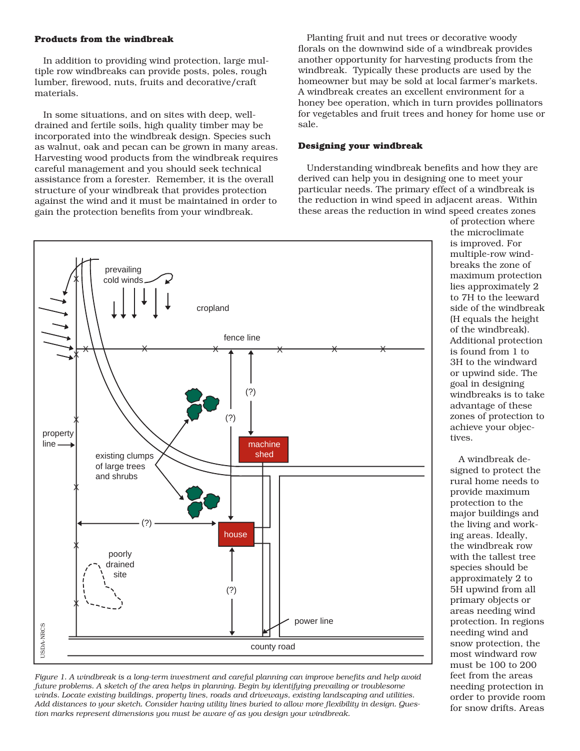### Products from the windbreak

In addition to providing wind protection, large multiple row windbreaks can provide posts, poles, rough lumber, firewood, nuts, fruits and decorative/craft materials.

In some situations, and on sites with deep, well-drained and fertile soils, high quality timber may be incorporated into the windbreak design. Species such as walnut, oak and pecan can be grown in many areas. Harvesting wood products from the windbreak requires careful management and you should seek technical assistance from a forester. Remember, it is the overall structure of your windbreak that provides protection against the wind and it must be maintained in order to gain the protection benefits from your windbreak.

Planting fruit and nut trees or decorative woody florals on the downwind side of a windbreak provides another opportunity for harvesting products from the windbreak. Typically these products are used by the homeowner but may be sold at local farmer's markets. A windbreak creates an excellent environment for a honey bee operation, which in turn provides pollinators for vegetables and fruit trees and honey for home use or sale.

### Designing your windbreak

Understanding windbreak benefits and how they are derived can help you in designing one to meet your particular needs. The primary effect of a windbreak is the reduction in wind speed in adjacent areas. Within these areas the reduction in wind speed creates zones of protection where the microclimate is improved. For multiple-row windbreaks the zone of maximum protection lies approximately 2 to 7H to the leeward side of the windbreak (H equals the height of the windbreak). Additional protection is found from 1 to 3H to the windward or upwind side. The goal in designing windbreaks is to take advantage of these zones of protection to achieve your objectives.

A windbreak designed to protect the rural home needs to provide maximum protection to the major buildings and the living and working areas. Ideally, the windbreak row with the tallest tree species should be approximately 2 to 5H upwind from all primary objects or areas needing wind protection. In regions needing wind and snow protection, the most windward row must be 100 to 200 feet from the areas needing protection in order to provide room for snow drifts. Areas

*Figure 1. A windbreak is a long-term investment and careful planning can improve benefits and help avoid future problems. A sketch of the area helps in planning. Begin by identifying prevailing or troublesome winds. Locate existing buildings, property lines, roads and driveways, existing landscaping and utilities. Add distances to your sketch. Consider having utility lines buried to allow more flexibility in design. Question marks represent dimensions you must be aware of as you design your windbreak.*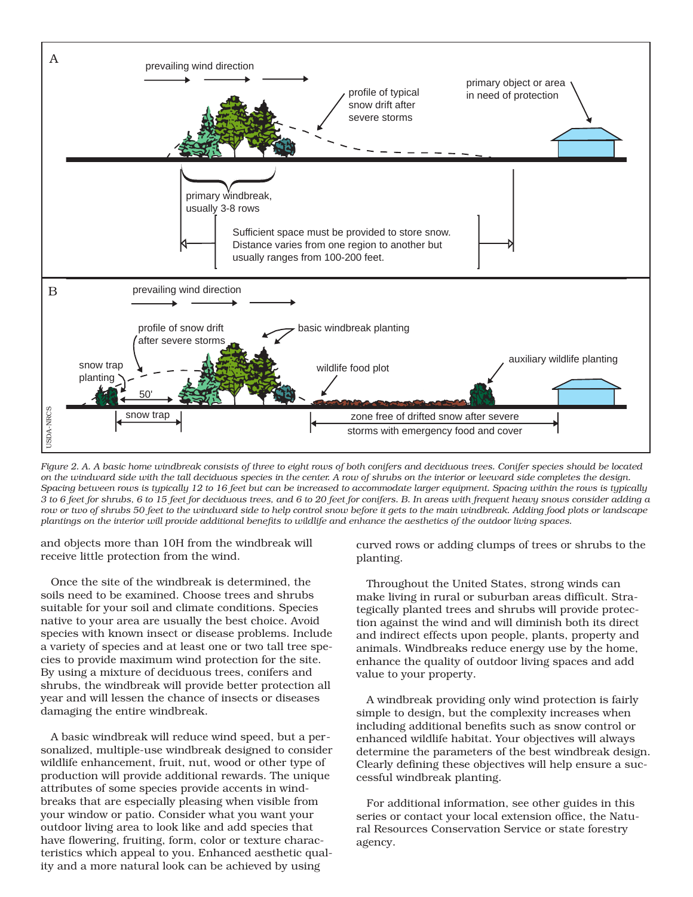*Figure 2. A. A basic home windbreak consists of three to eight rows of both conifers and deciduous trees. Conifer species should be located on the windward side with the tall deciduous species in the center. A row of shrubs on the interior or leeward side completes the design. Spacing between rows is typically 12 to 16 feet but can be increased to accommodate larger equipment. Spacing within the rows is typically 3 to 6 feet for shrubs, 6 to 15 feet for deciduous trees, and 6 to 20 feet for conifers. B. In areas with frequent heavy snows consider adding a row or two of shrubs 50 feet to the windward side to help control snow before it gets to the main windbreak. Adding food plots or landscape plantings on the interior will provide additional benefits to wildlife and enhance the aesthetics of the outdoor living spaces.*

and objects more than 10H from the windbreak will receive little protection from the wind.

Once the site of the windbreak is determined, the soils need to be examined. Choose trees and shrubs suitable for your soil and climate conditions. Species native to your area are usually the best choice. Avoid species with known insect or disease problems. Include a variety of species and at least one or two tall tree species to provide maximum wind protection for the site. By using a mixture of deciduous trees, conifers and shrubs, the windbreak will provide better protection all year and will lessen the chance of insects or diseases damaging the entire windbreak.

A basic windbreak will reduce wind speed, but a personalized, multiple-use windbreak designed to consider wildlife enhancement, fruit, nut, wood or other type of production will provide additional rewards. The unique attributes of some species provide accents in windbreaks that are especially pleasing when visible from your window or patio. Consider what you want your outdoor living area to look like and add species that have flowering, fruiting, form, color or texture characteristics which appeal to you. Enhanced aesthetic quality and a more natural look can be achieved by using curved rows or adding clumps of trees or shrubs to the planting.

Throughout the United States, strong winds can make living in rural or suburban areas difficult. Strategically planted trees and shrubs will provide protection against the wind and will diminish both its direct and indirect effects upon people, plants, property and animals. Windbreaks reduce energy use by the home, enhance the quality of outdoor living spaces and add value to your property.

A windbreak providing only wind protection is fairly simple to design, but the complexity increases when including additional benefits such as snow control or enhanced wildlife habitat. Your objectives will always determine the parameters of the best windbreak design. Clearly defining these objectives will help ensure a successful windbreak planting.

For additional information, see other guides in this series or contact your local extension office, the Natural Resources Conservation Service or state forestry agency.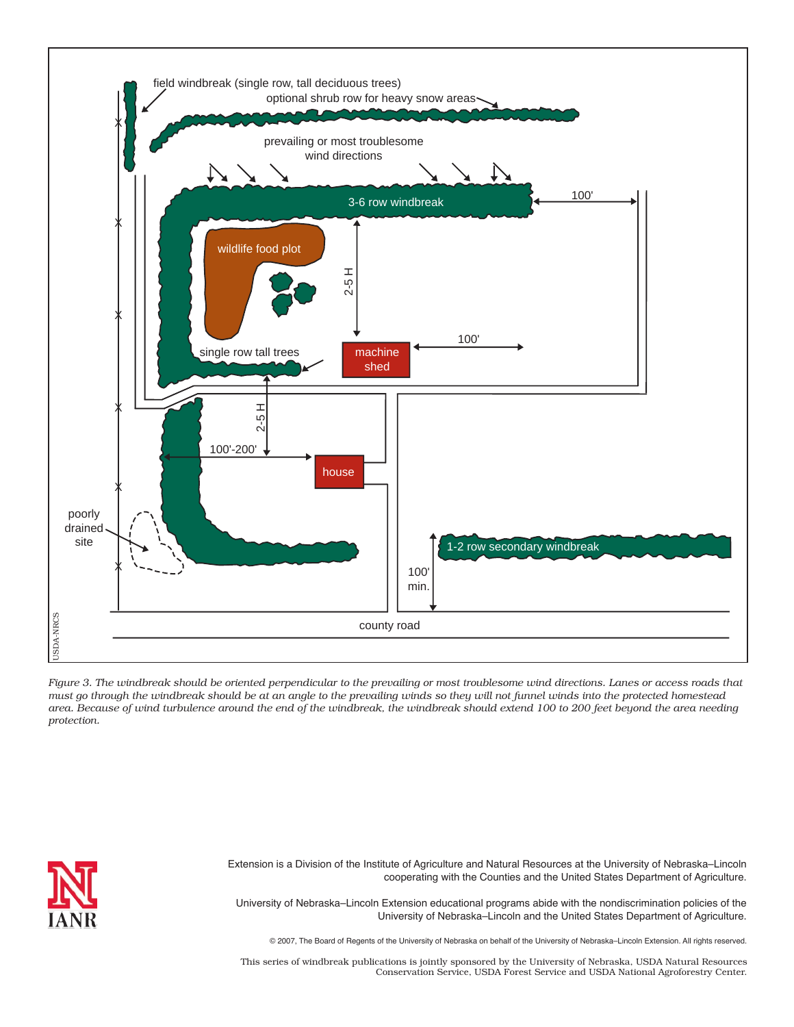field windbreak (single row, tall deciduous trees)

optional shrub row for heavy snow areas

prevailing or most troublesome wind directions

3-6 row windbreak

100'

wildlife food plot

2-5 H

100'

machine shed

single row tall trees

2-5 H

100'-200'

house

poorly drained site

1-2 row secondary windbreak

100' min.

county road

USDA-NRCS

*Figure 3. The windbreak should be oriented perpendicular to the prevailing or most troublesome wind directions. Lanes or access roads that must go through the windbreak should be at an angle to the prevailing winds so they will not funnel winds into the protected homestead area. Because of wind turbulence around the end of the windbreak, the windbreak should extend 100 to 200 feet beyond the area needing protection.*

IANR

Extension is a Division of the Institute of Agriculture and Natural Resources at the University of Nebraska–Lincoln cooperating with the Counties and the United States Department of Agriculture.

University of Nebraska–Lincoln Extension educational programs abide with the nondiscrimination policies of the University of Nebraska–Lincoln and the United States Department of Agriculture.

© 2007, The Board of Regents of the University of Nebraska on behalf of the University of Nebraska–Lincoln Extension. All rights reserved.

This series of windbreak publications is jointly sponsored by the University of Nebraska, USDA Natural Resources Conservation Service, USDA Forest Service and USDA National Agroforestry Center.